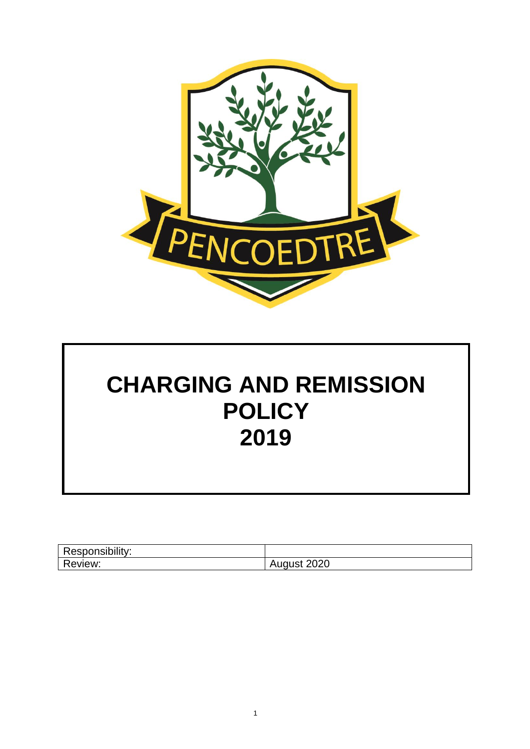PENCOEDTRE

# CHARGING AND REMISSION POLICY 2019

| Responsibility: | |
| --- | --- |
| Review: | August 2020 |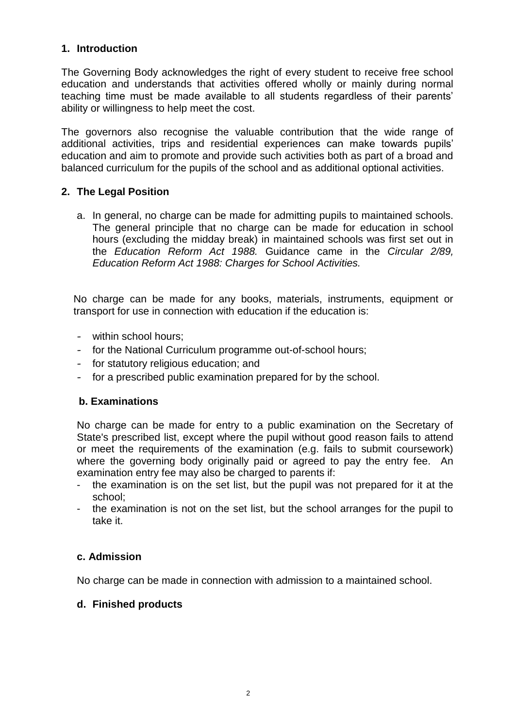## 1. Introduction

The Governing Body acknowledges the right of every student to receive free school education and understands that activities offered wholly or mainly during normal teaching time must be made available to all students regardless of their parents' ability or willingness to help meet the cost.

The governors also recognise the valuable contribution that the wide range of additional activities, trips and residential experiences can make towards pupils' education and aim to promote and provide such activities both as part of a broad and balanced curriculum for the pupils of the school and as additional optional activities.

## 2. The Legal Position

a. In general, no charge can be made for admitting pupils to maintained schools. The general principle that no charge can be made for education in school hours (excluding the midday break) in maintained schools was first set out in the *Education Reform Act 1988.* Guidance came in the *Circular 2/89, Education Reform Act 1988: Charges for School Activities.*

No charge can be made for any books, materials, instruments, equipment or transport for use in connection with education if the education is:

- within school hours;
- for the National Curriculum programme out-of-school hours;
- for statutory religious education; and
- for a prescribed public examination prepared for by the school.

### b. Examinations

No charge can be made for entry to a public examination on the Secretary of State's prescribed list, except where the pupil without good reason fails to attend or meet the requirements of the examination (e.g. fails to submit coursework) where the governing body originally paid or agreed to pay the entry fee. An examination entry fee may also be charged to parents if:

- the examination is on the set list, but the pupil was not prepared for it at the school;
- the examination is not on the set list, but the school arranges for the pupil to take it.

### c. Admission

No charge can be made in connection with admission to a maintained school.

### d. Finished products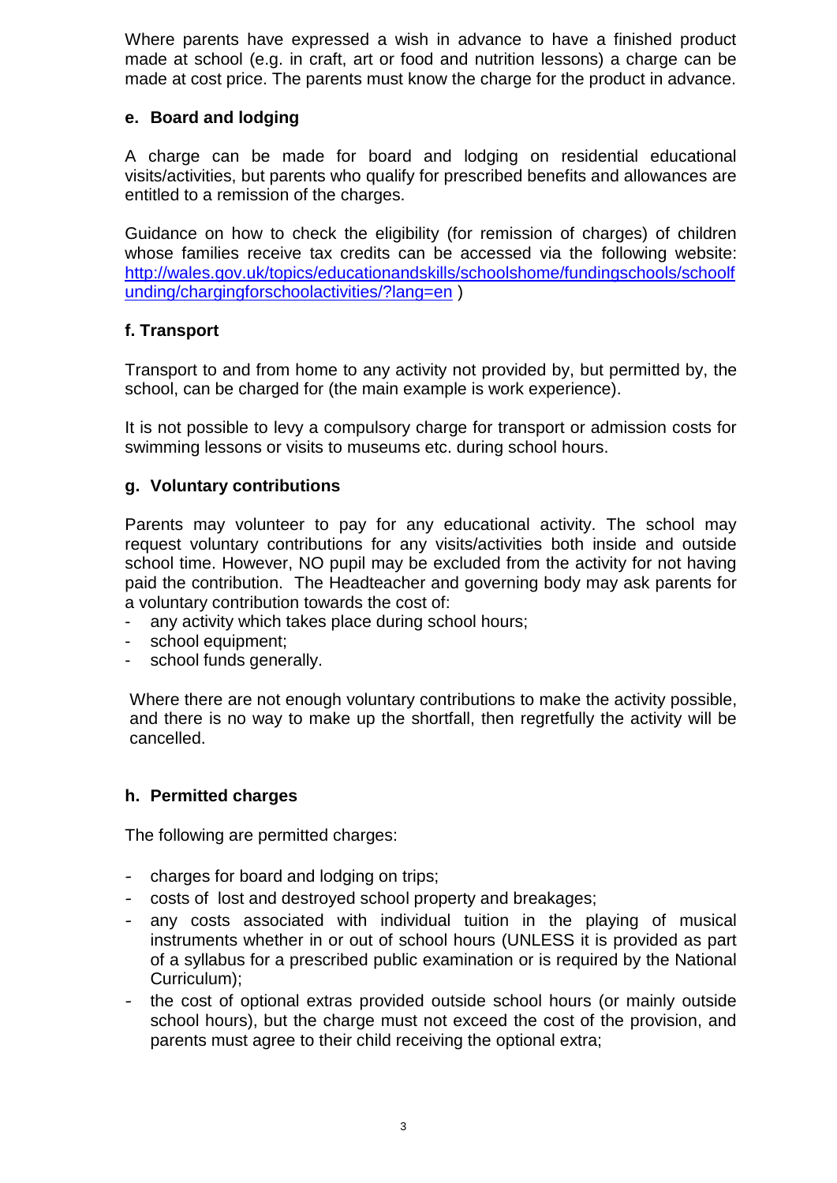Where parents have expressed a wish in advance to have a finished product made at school (e.g. in craft, art or food and nutrition lessons) a charge can be made at cost price. The parents must know the charge for the product in advance.

### e. Board and lodging

A charge can be made for board and lodging on residential educational visits/activities, but parents who qualify for prescribed benefits and allowances are entitled to a remission of the charges.

Guidance on how to check the eligibility (for remission of charges) of children whose families receive tax credits can be accessed via the following website: [http://wales.gov.uk/topics/educationandskills/schoolshome/fundingschools/schoolfunding/chargingforschoolactivities/?lang=en](http://wales.gov.uk/topics/educationandskills/schoolshome/fundingschools/schoolfunding/chargingforschoolactivities/?lang=en) )

### f. Transport

Transport to and from home to any activity not provided by, but permitted by, the school, can be charged for (the main example is work experience).

It is not possible to levy a compulsory charge for transport or admission costs for swimming lessons or visits to museums etc. during school hours.

### g. Voluntary contributions

Parents may volunteer to pay for any educational activity. The school may request voluntary contributions for any visits/activities both inside and outside school time. However, NO pupil may be excluded from the activity for not having paid the contribution. The Headteacher and governing body may ask parents for a voluntary contribution towards the cost of:

- any activity which takes place during school hours;
- school equipment;
- school funds generally.

Where there are not enough voluntary contributions to make the activity possible, and there is no way to make up the shortfall, then regretfully the activity will be cancelled.

### h. Permitted charges

The following are permitted charges:

- charges for board and lodging on trips;
- costs of lost and destroyed school property and breakages;
- any costs associated with individual tuition in the playing of musical instruments whether in or out of school hours (UNLESS it is provided as part of a syllabus for a prescribed public examination or is required by the National Curriculum);
- the cost of optional extras provided outside school hours (or mainly outside school hours), but the charge must not exceed the cost of the provision, and parents must agree to their child receiving the optional extra;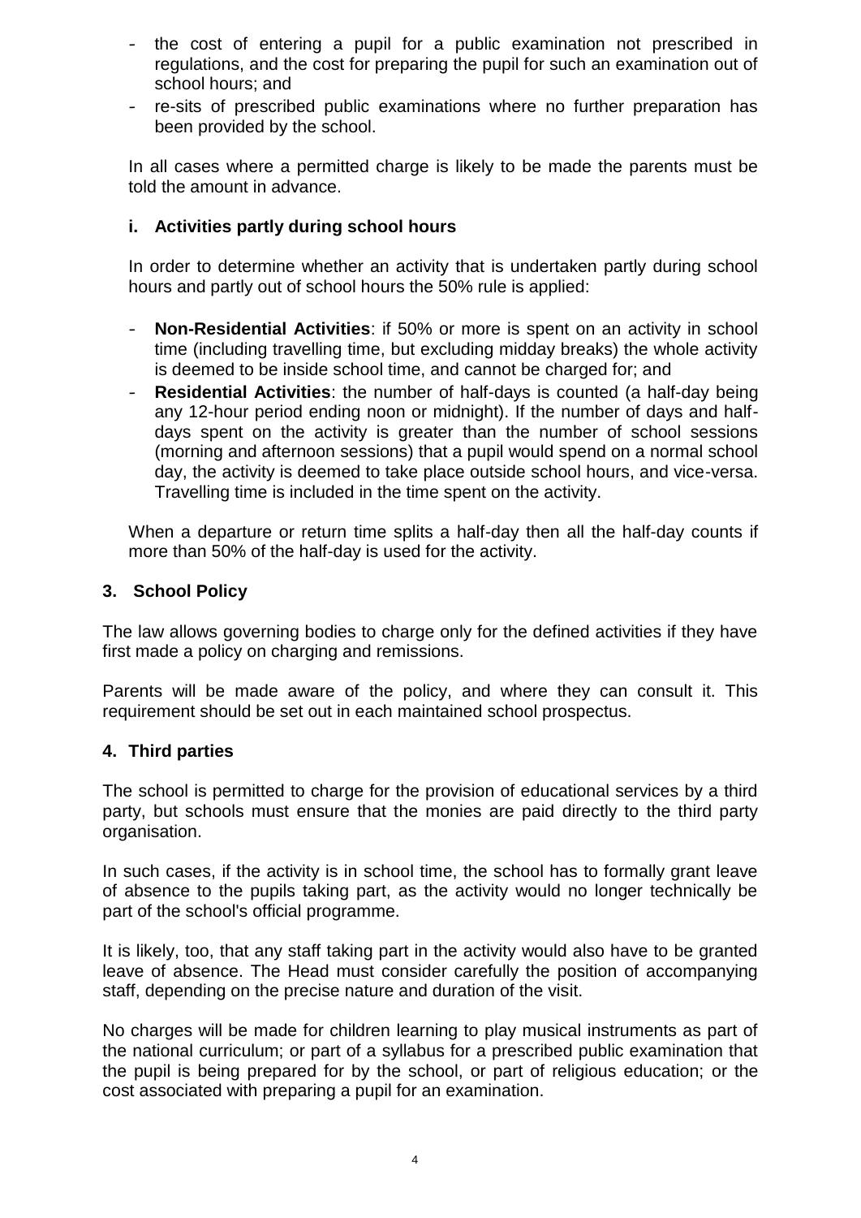- the cost of entering a pupil for a public examination not prescribed in regulations, and the cost for preparing the pupil for such an examination out of school hours; and
- re-sits of prescribed public examinations where no further preparation has been provided by the school.

In all cases where a permitted charge is likely to be made the parents must be told the amount in advance.

### i. Activities partly during school hours

In order to determine whether an activity that is undertaken partly during school hours and partly out of school hours the 50% rule is applied:

- **Non-Residential Activities**: if 50% or more is spent on an activity in school time (including travelling time, but excluding midday breaks) the whole activity is deemed to be inside school time, and cannot be charged for; and
- **Residential Activities**: the number of half-days is counted (a half-day being any 12-hour period ending noon or midnight). If the number of days and half-days spent on the activity is greater than the number of school sessions (morning and afternoon sessions) that a pupil would spend on a normal school day, the activity is deemed to take place outside school hours, and vice-versa. Travelling time is included in the time spent on the activity.

When a departure or return time splits a half-day then all the half-day counts if more than 50% of the half-day is used for the activity.

## 3. School Policy

The law allows governing bodies to charge only for the defined activities if they have first made a policy on charging and remissions.

Parents will be made aware of the policy, and where they can consult it. This requirement should be set out in each maintained school prospectus.

## 4. Third parties

The school is permitted to charge for the provision of educational services by a third party, but schools must ensure that the monies are paid directly to the third party organisation.

In such cases, if the activity is in school time, the school has to formally grant leave of absence to the pupils taking part, as the activity would no longer technically be part of the school's official programme.

It is likely, too, that any staff taking part in the activity would also have to be granted leave of absence. The Head must consider carefully the position of accompanying staff, depending on the precise nature and duration of the visit.

No charges will be made for children learning to play musical instruments as part of the national curriculum; or part of a syllabus for a prescribed public examination that the pupil is being prepared for by the school, or part of religious education; or the cost associated with preparing a pupil for an examination.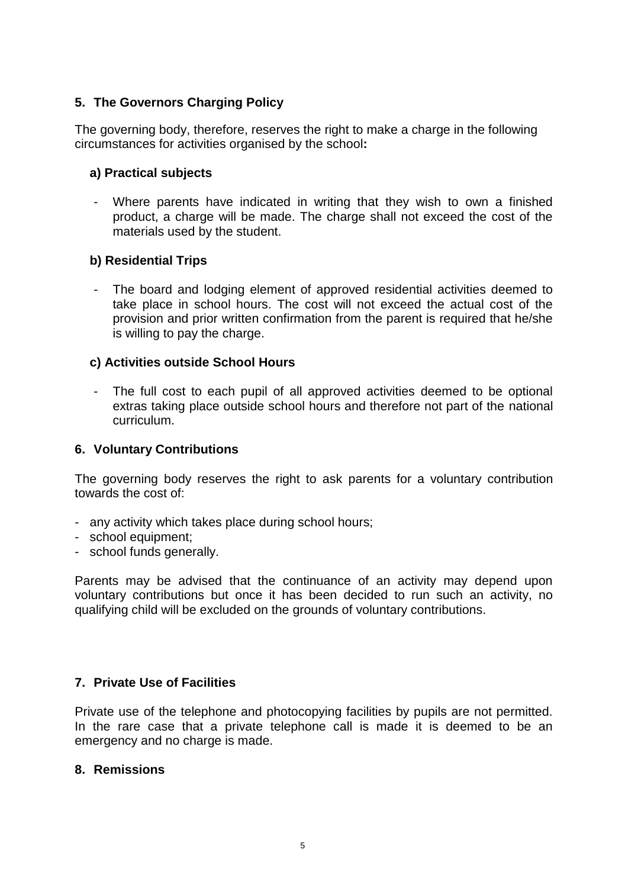## 5. The Governors Charging Policy

The governing body, therefore, reserves the right to make a charge in the following circumstances for activities organised by the school**:**

### a) Practical subjects

- Where parents have indicated in writing that they wish to own a finished product, a charge will be made. The charge shall not exceed the cost of the materials used by the student.

### b) Residential Trips

- The board and lodging element of approved residential activities deemed to take place in school hours. The cost will not exceed the actual cost of the provision and prior written confirmation from the parent is required that he/she is willing to pay the charge.

### c) Activities outside School Hours

- The full cost to each pupil of all approved activities deemed to be optional extras taking place outside school hours and therefore not part of the national curriculum.

## 6. Voluntary Contributions

The governing body reserves the right to ask parents for a voluntary contribution towards the cost of:

- any activity which takes place during school hours;
- school equipment;
- school funds generally.

Parents may be advised that the continuance of an activity may depend upon voluntary contributions but once it has been decided to run such an activity, no qualifying child will be excluded on the grounds of voluntary contributions.

## 7. Private Use of Facilities

Private use of the telephone and photocopying facilities by pupils are not permitted. In the rare case that a private telephone call is made it is deemed to be an emergency and no charge is made.

## 8. Remissions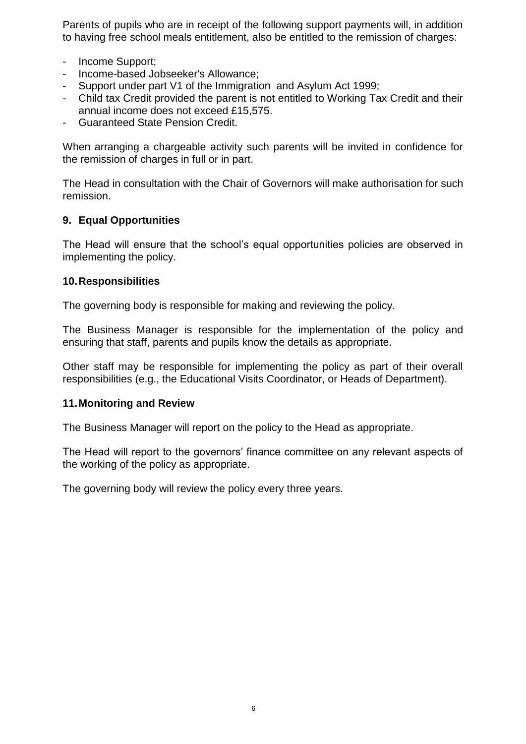Parents of pupils who are in receipt of the following support payments will, in addition to having free school meals entitlement, also be entitled to the remission of charges:

- Income Support;
- Income-based Jobseeker's Allowance;
- Support under part V1 of the Immigration and Asylum Act 1999;
- Child tax Credit provided the parent is not entitled to Working Tax Credit and their annual income does not exceed £15,575.
- Guaranteed State Pension Credit.

When arranging a chargeable activity such parents will be invited in confidence for the remission of charges in full or in part.

The Head in consultation with the Chair of Governors will make authorisation for such remission.

## 9. Equal Opportunities

The Head will ensure that the school's equal opportunities policies are observed in implementing the policy.

## 10. Responsibilities

The governing body is responsible for making and reviewing the policy.

The Business Manager is responsible for the implementation of the policy and ensuring that staff, parents and pupils know the details as appropriate.

Other staff may be responsible for implementing the policy as part of their overall responsibilities (e.g., the Educational Visits Coordinator, or Heads of Department).

## 11. Monitoring and Review

The Business Manager will report on the policy to the Head as appropriate.

The Head will report to the governors' finance committee on any relevant aspects of the working of the policy as appropriate.

The governing body will review the policy every three years.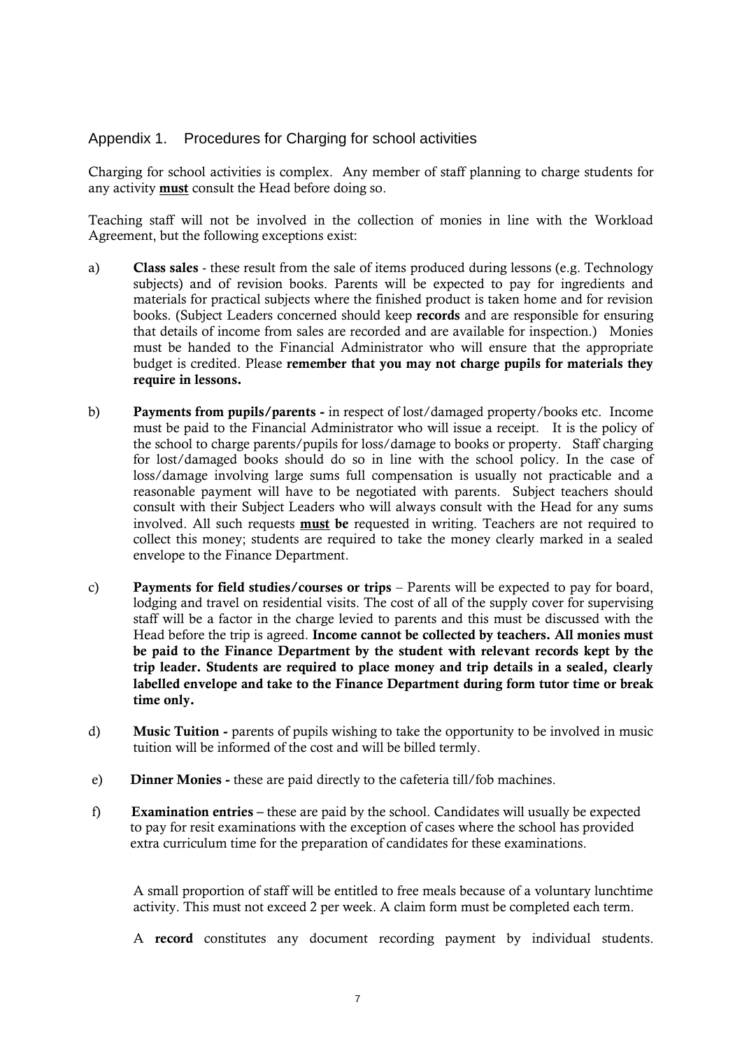## Appendix 1. Procedures for Charging for school activities

Charging for school activities is complex. Any member of staff planning to charge students for any activity **must** consult the Head before doing so.

Teaching staff will not be involved in the collection of monies in line with the Workload Agreement, but the following exceptions exist:

a) **Class sales** - these result from the sale of items produced during lessons (e.g. Technology subjects) and of revision books. Parents will be expected to pay for ingredients and materials for practical subjects where the finished product is taken home and for revision books. (Subject Leaders concerned should keep **records** and are responsible for ensuring that details of income from sales are recorded and are available for inspection.) Monies must be handed to the Financial Administrator who will ensure that the appropriate budget is credited. Please **remember that you may not charge pupils for materials they require in lessons.**

b) **Payments from pupils/parents -** in respect of lost/damaged property/books etc. Income must be paid to the Financial Administrator who will issue a receipt. It is the policy of the school to charge parents/pupils for loss/damage to books or property. Staff charging for lost/damaged books should do so in line with the school policy. In the case of loss/damage involving large sums full compensation is usually not practicable and a reasonable payment will have to be negotiated with parents. Subject teachers should consult with their Subject Leaders who will always consult with the Head for any sums involved. All such requests **must be** requested in writing. Teachers are not required to collect this money; students are required to take the money clearly marked in a sealed envelope to the Finance Department.

c) **Payments for field studies/courses or trips** – Parents will be expected to pay for board, lodging and travel on residential visits. The cost of all of the supply cover for supervising staff will be a factor in the charge levied to parents and this must be discussed with the Head before the trip is agreed. **Income cannot be collected by teachers. All monies must be paid to the Finance Department by the student with relevant records kept by the trip leader. Students are required to place money and trip details in a sealed, clearly labelled envelope and take to the Finance Department during form tutor time or break time only.**

d) **Music Tuition -** parents of pupils wishing to take the opportunity to be involved in music tuition will be informed of the cost and will be billed termly.

e) **Dinner Monies -** these are paid directly to the cafeteria till/fob machines.

f) **Examination entries** – these are paid by the school. Candidates will usually be expected to pay for resit examinations with the exception of cases where the school has provided extra curriculum time for the preparation of candidates for these examinations.

A small proportion of staff will be entitled to free meals because of a voluntary lunchtime activity. This must not exceed 2 per week. A claim form must be completed each term.

A **record** constitutes any document recording payment by individual students.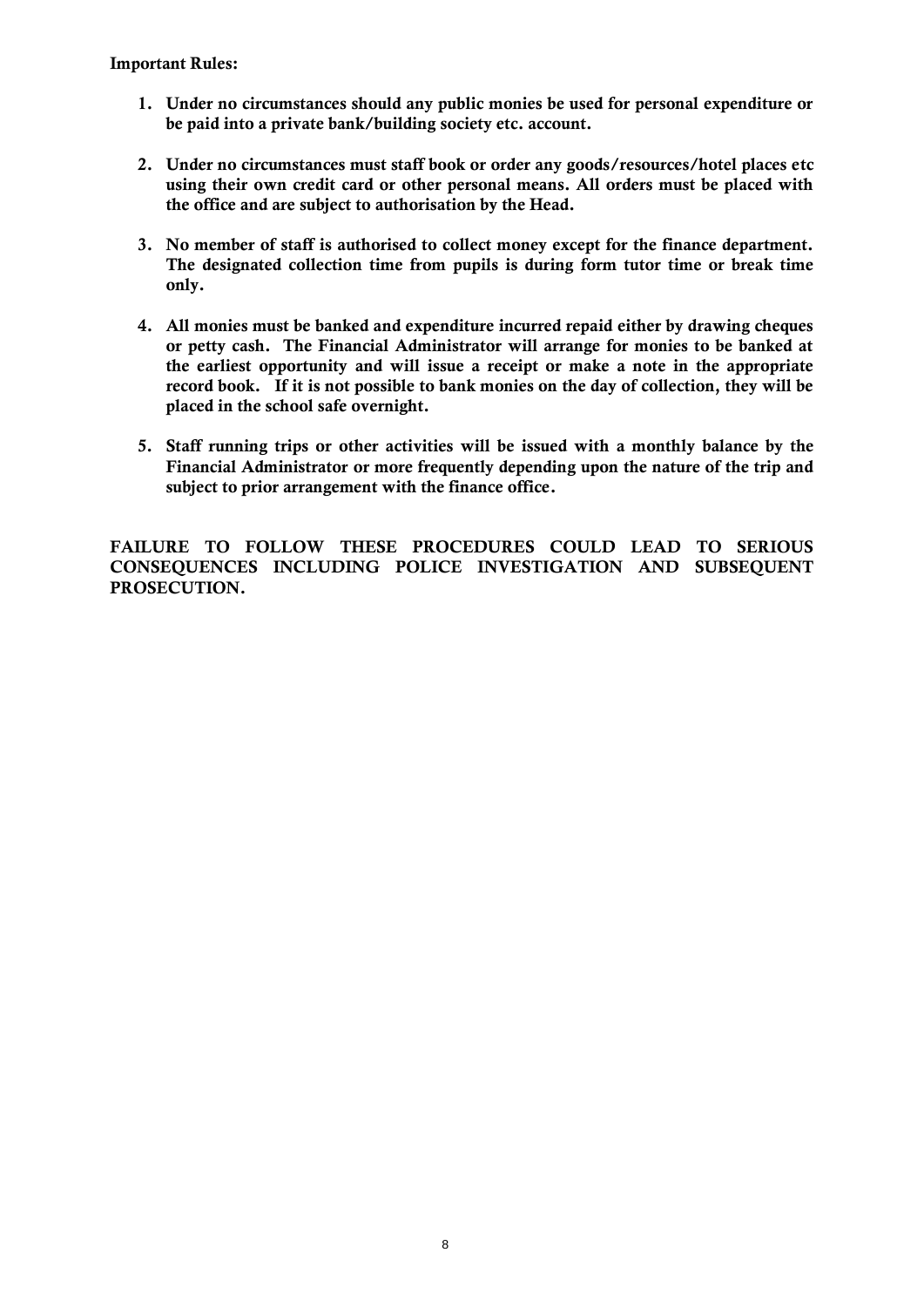**Important Rules:**

1. **Under no circumstances should any public monies be used for personal expenditure or be paid into a private bank/building society etc. account.**

2. **Under no circumstances must staff book or order any goods/resources/hotel places etc using their own credit card or other personal means. All orders must be placed with the office and are subject to authorisation by the Head.**

3. **No member of staff is authorised to collect money except for the finance department. The designated collection time from pupils is during form tutor time or break time only.**

4. **All monies must be banked and expenditure incurred repaid either by drawing cheques or petty cash. The Financial Administrator will arrange for monies to be banked at the earliest opportunity and will issue a receipt or make a note in the appropriate record book. If it is not possible to bank monies on the day of collection, they will be placed in the school safe overnight.**

5. **Staff running trips or other activities will be issued with a monthly balance by the Financial Administrator or more frequently depending upon the nature of the trip and subject to prior arrangement with the finance office.**

**FAILURE TO FOLLOW THESE PROCEDURES COULD LEAD TO SERIOUS CONSEQUENCES INCLUDING POLICE INVESTIGATION AND SUBSEQUENT PROSECUTION.**